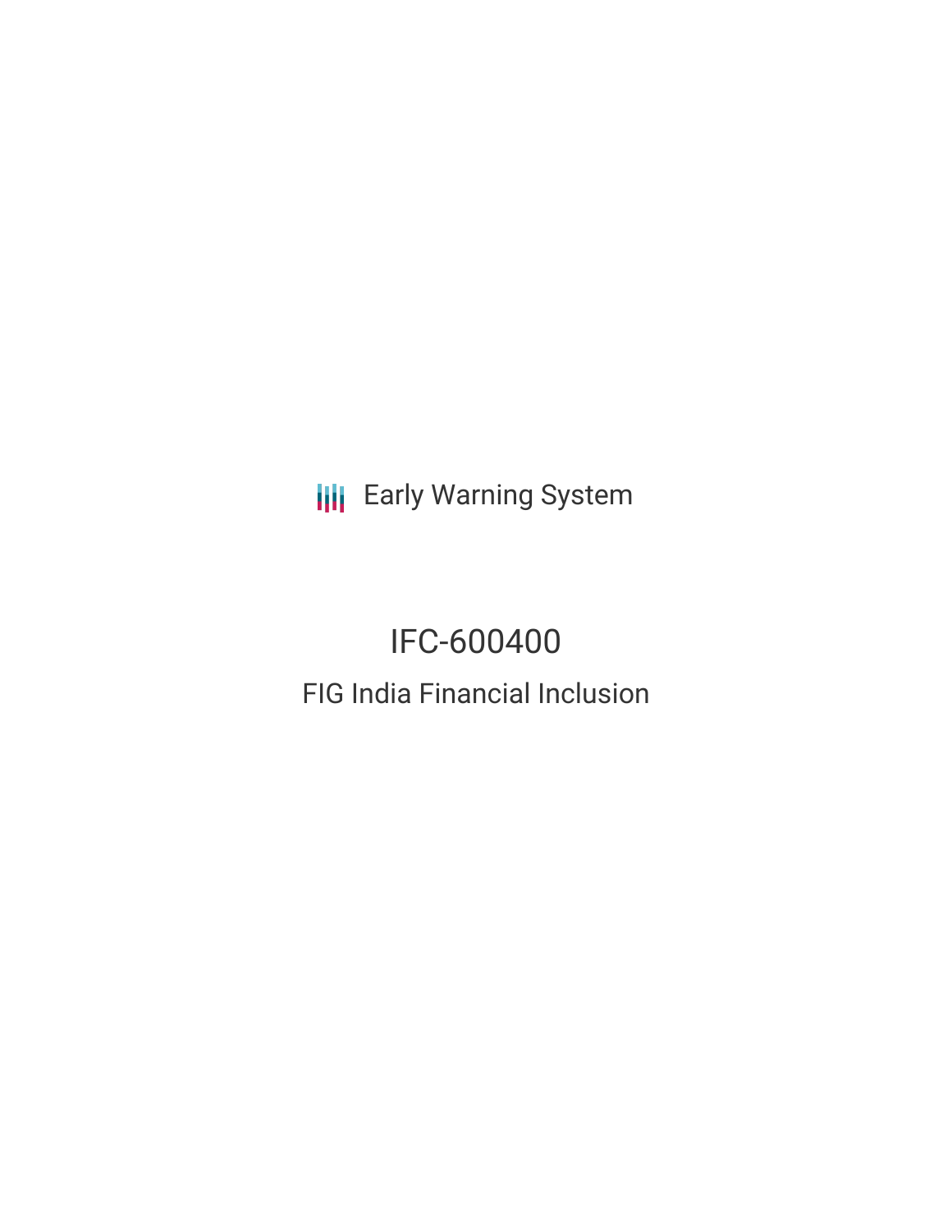Early Warning System

# IFC-600400

## FIG India Financial Inclusion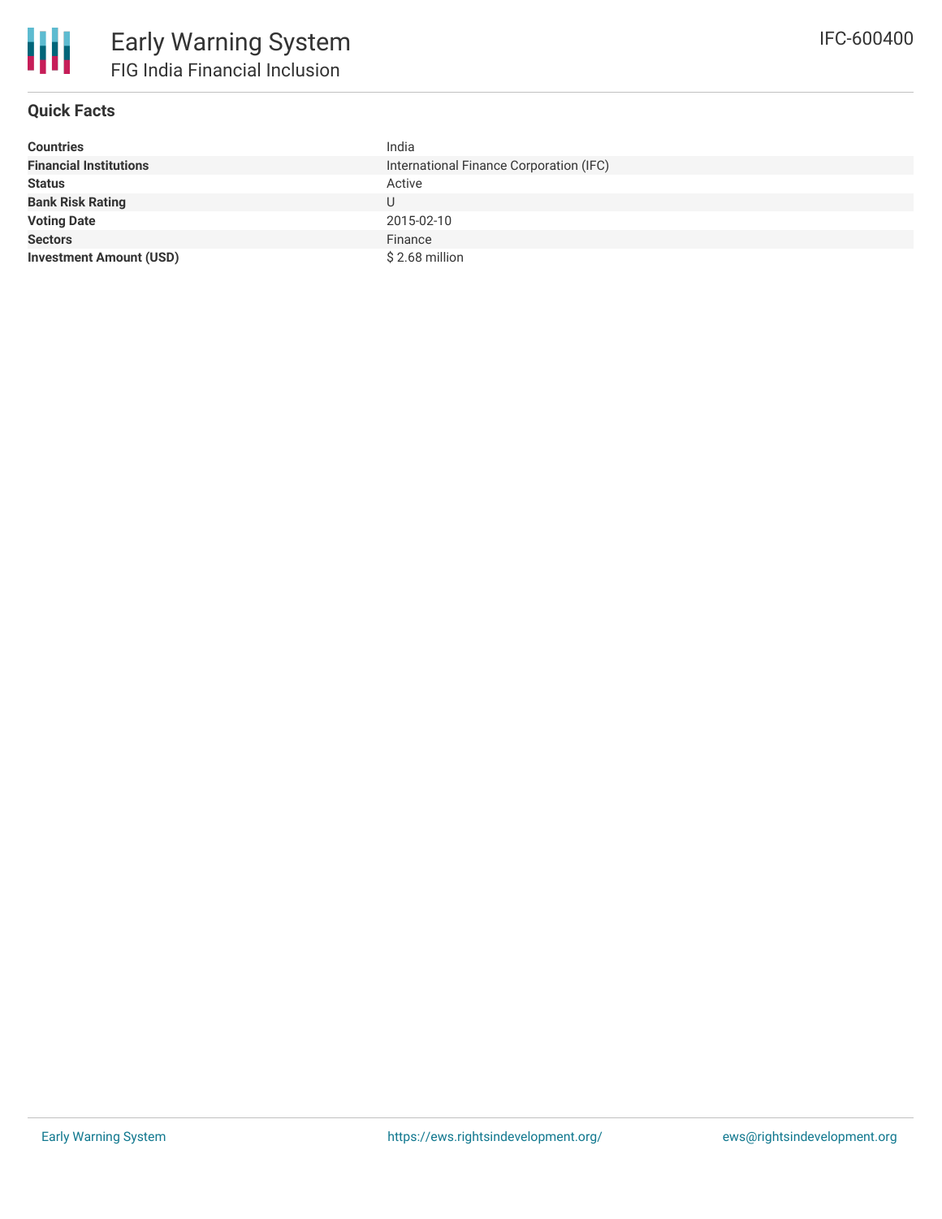# Early Warning System

## FIG India Financial Inclusion

IFC-600400

### Quick Facts

| | |
|---|---|
| **Countries** | India |
| **Financial Institutions** | International Finance Corporation (IFC) |
| **Status** | Active |
| **Bank Risk Rating** | U |
| **Voting Date** | 2015-02-10 |
| **Sectors** | Finance |
| **Investment Amount (USD)** | $ 2.68 million |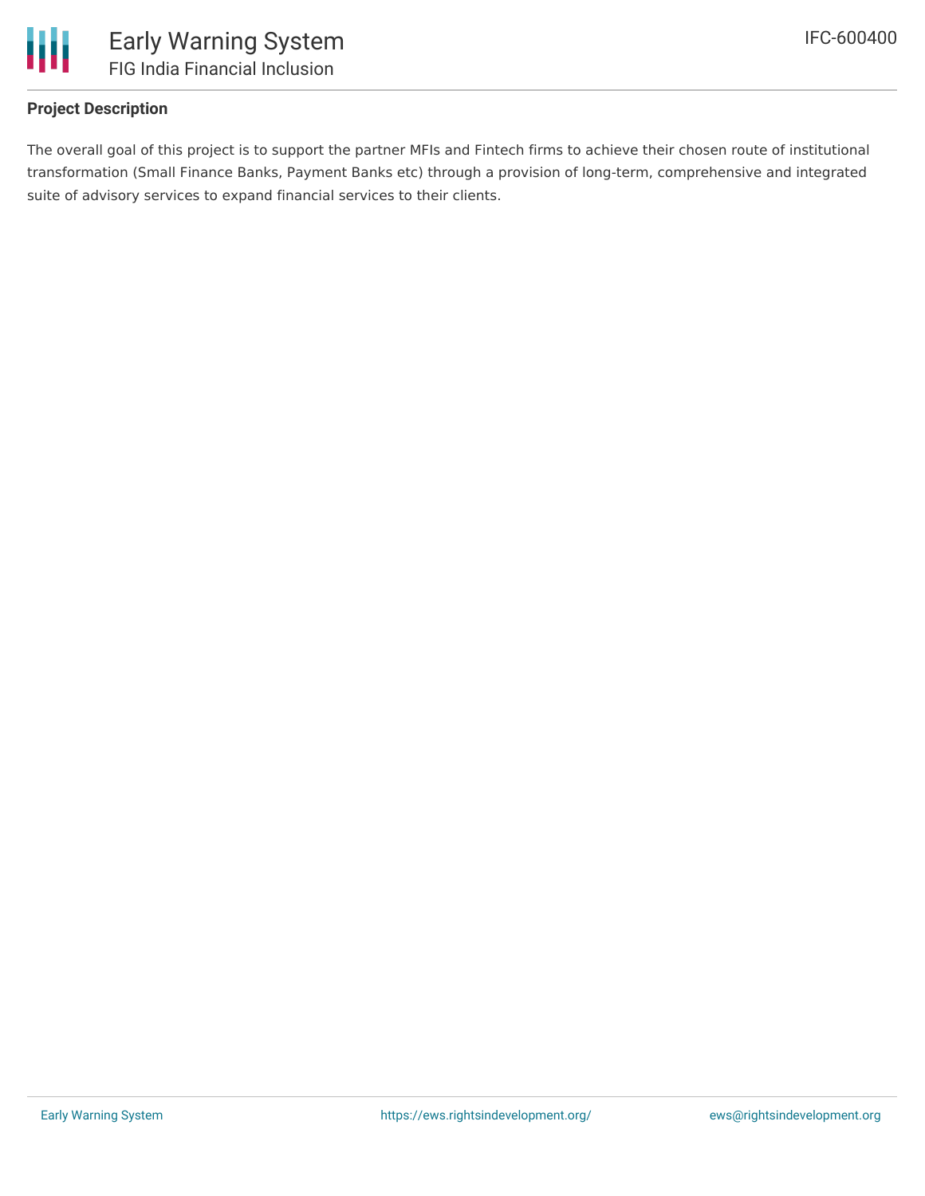## Project Description

The overall goal of this project is to support the partner MFIs and Fintech firms to achieve their chosen route of institutional transformation (Small Finance Banks, Payment Banks etc) through a provision of long-term, comprehensive and integrated suite of advisory services to expand financial services to their clients.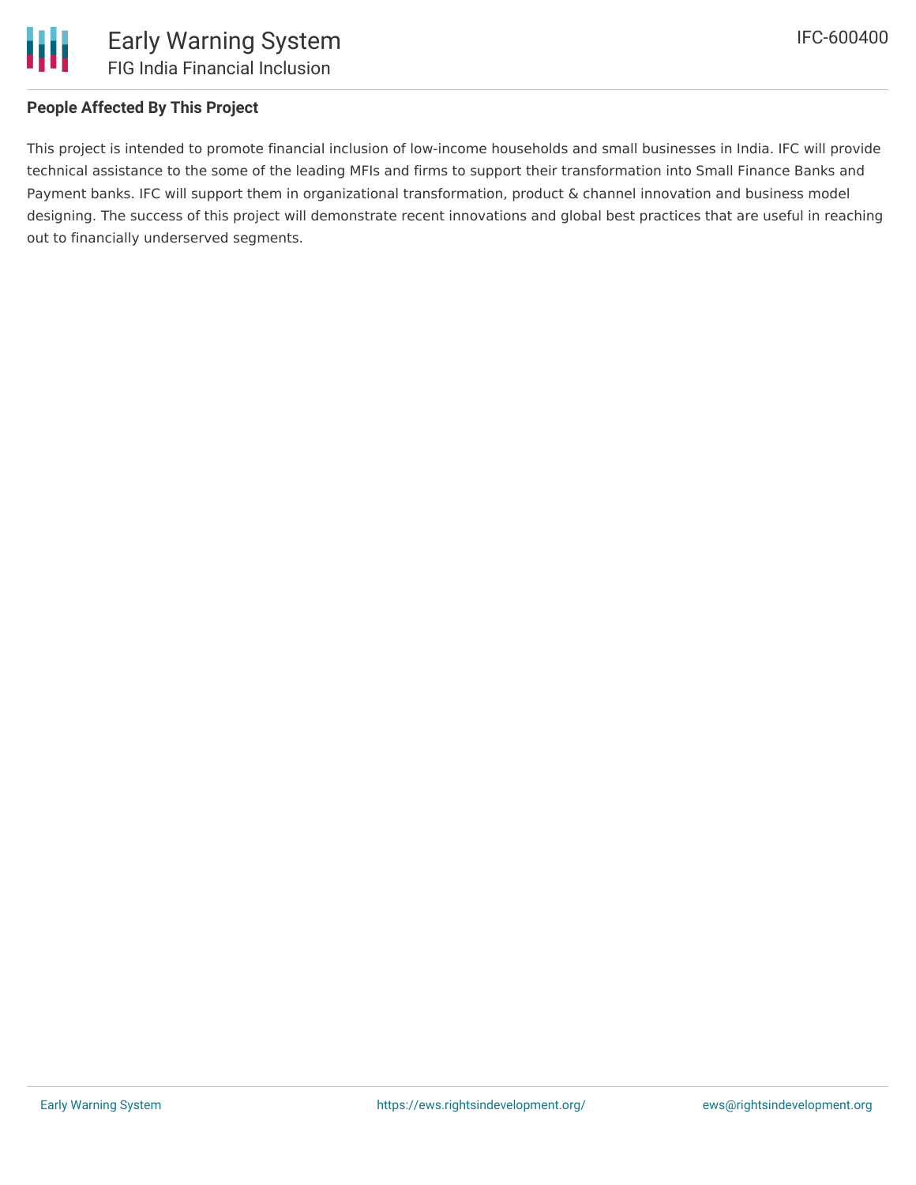**People Affected By This Project**

This project is intended to promote financial inclusion of low-income households and small businesses in India. IFC will provide technical assistance to the some of the leading MFIs and firms to support their transformation into Small Finance Banks and Payment banks. IFC will support them in organizational transformation, product & channel innovation and business model designing. The success of this project will demonstrate recent innovations and global best practices that are useful in reaching out to financially underserved segments.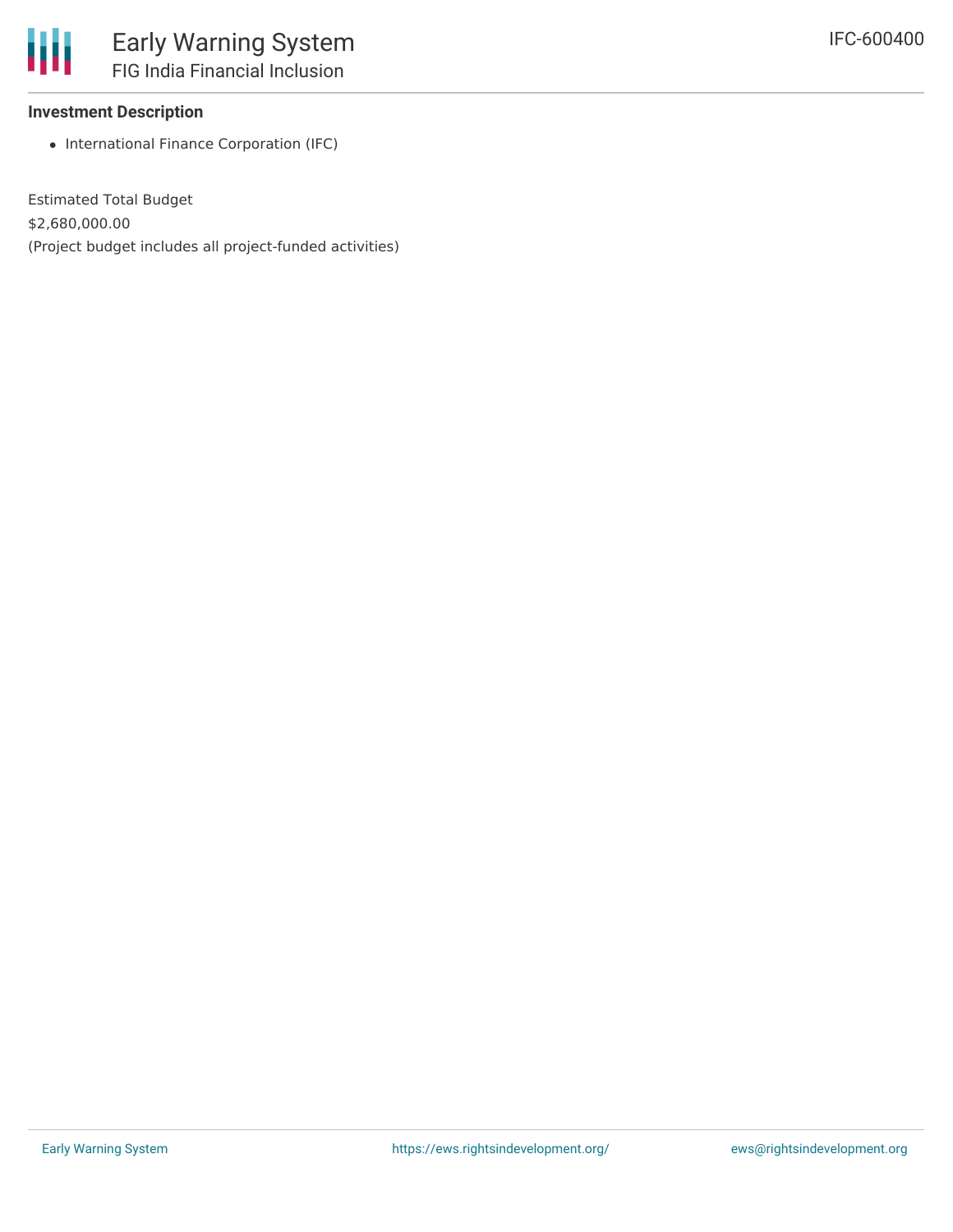### Investment Description

- International Finance Corporation (IFC)

Estimated Total Budget

$2,680,000.00

(Project budget includes all project-funded activities)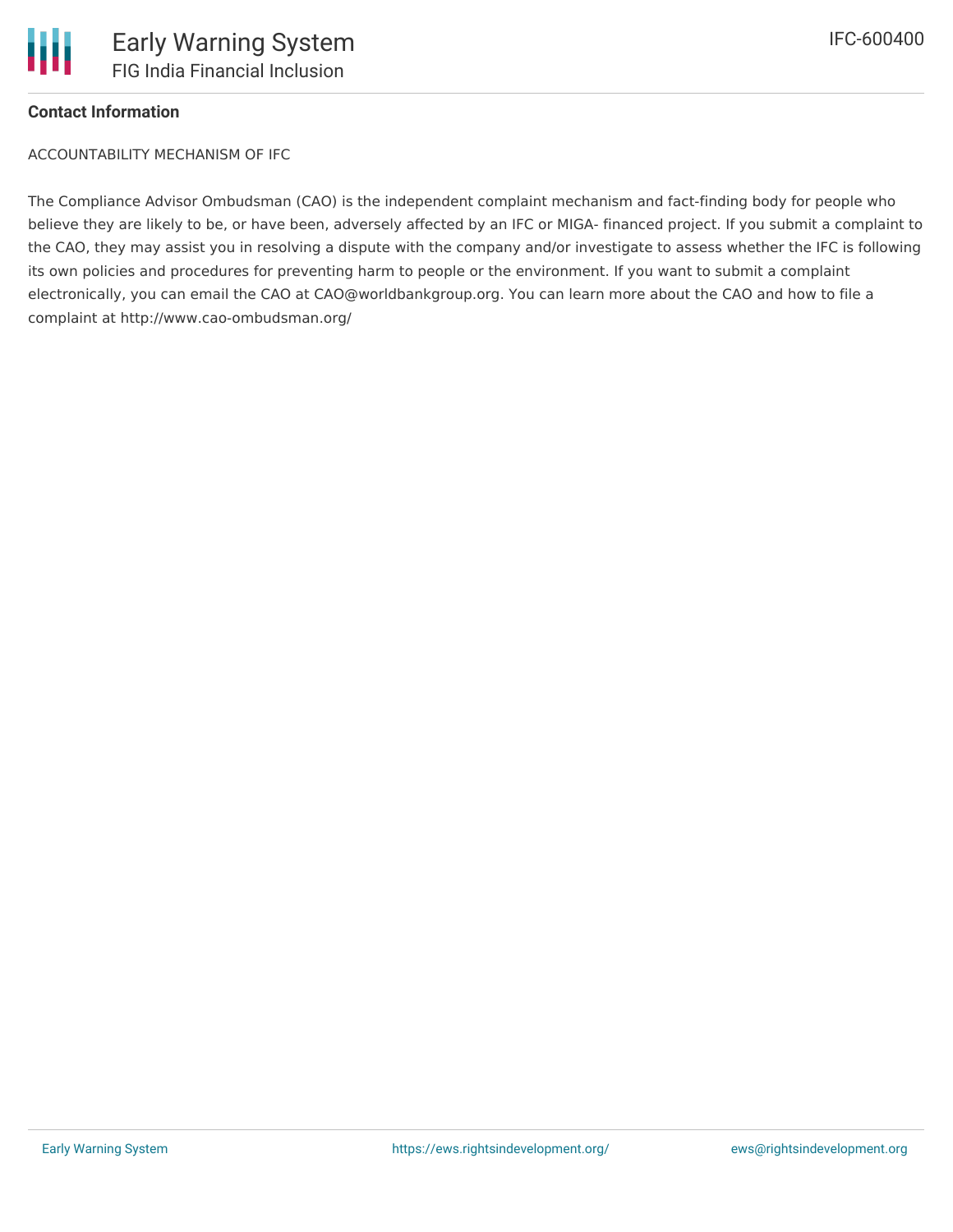#### Contact Information

ACCOUNTABILITY MECHANISM OF IFC

The Compliance Advisor Ombudsman (CAO) is the independent complaint mechanism and fact-finding body for people who believe they are likely to be, or have been, adversely affected by an IFC or MIGA- financed project. If you submit a complaint to the CAO, they may assist you in resolving a dispute with the company and/or investigate to assess whether the IFC is following its own policies and procedures for preventing harm to people or the environment. If you want to submit a complaint electronically, you can email the CAO at CAO@worldbankgroup.org. You can learn more about the CAO and how to file a complaint at http://www.cao-ombudsman.org/